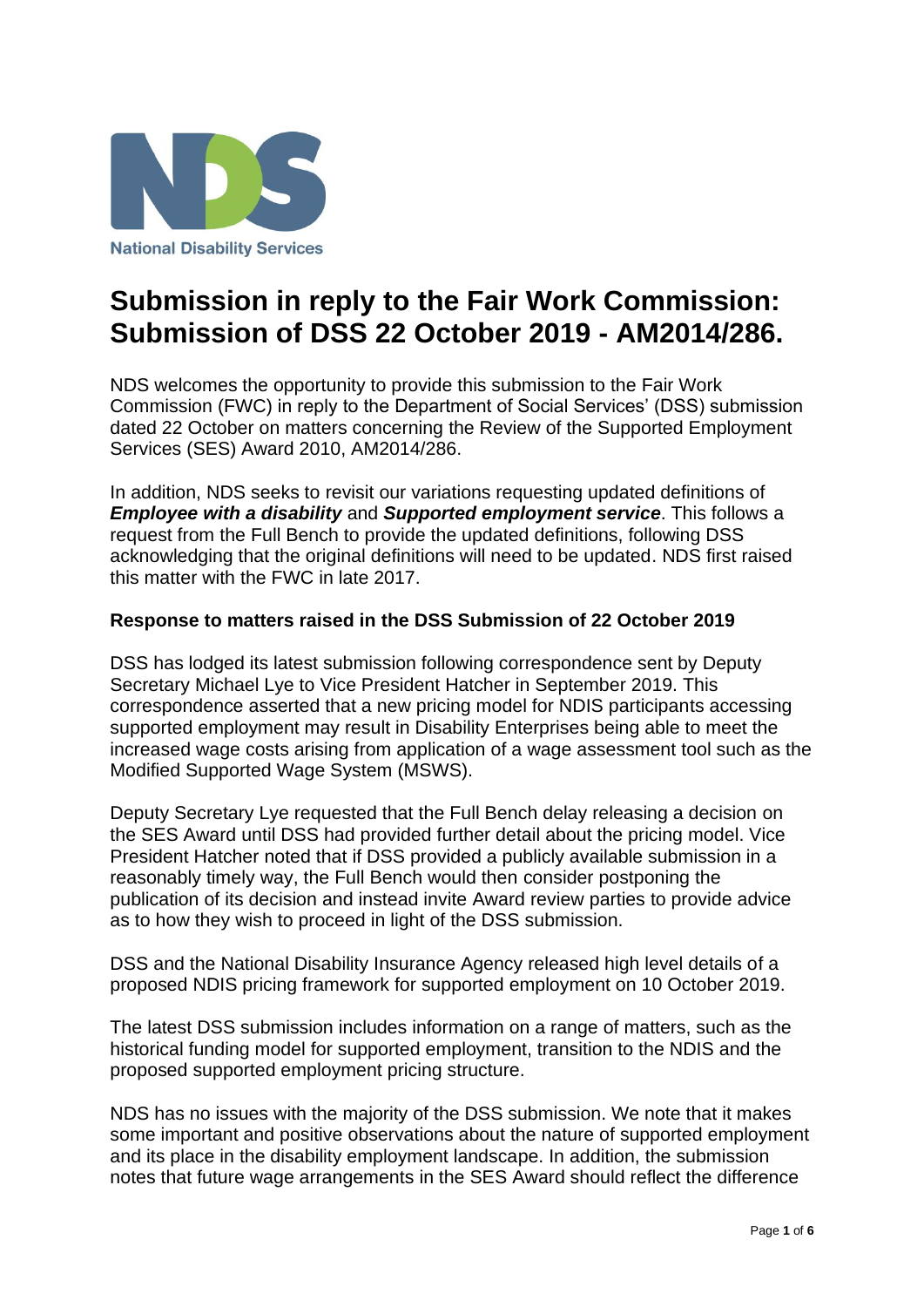National Disability Services

# Submission in reply to the Fair Work Commission: Submission of DSS 22 October 2019 - AM2014/286.

NDS welcomes the opportunity to provide this submission to the Fair Work Commission (FWC) in reply to the Department of Social Services' (DSS) submission dated 22 October on matters concerning the Review of the Supported Employment Services (SES) Award 2010, AM2014/286.

In addition, NDS seeks to revisit our variations requesting updated definitions of ***Employee with a disability*** and ***Supported employment service***. This follows a request from the Full Bench to provide the updated definitions, following DSS acknowledging that the original definitions will need to be updated. NDS first raised this matter with the FWC in late 2017.

### Response to matters raised in the DSS Submission of 22 October 2019

DSS has lodged its latest submission following correspondence sent by Deputy Secretary Michael Lye to Vice President Hatcher in September 2019. This correspondence asserted that a new pricing model for NDIS participants accessing supported employment may result in Disability Enterprises being able to meet the increased wage costs arising from application of a wage assessment tool such as the Modified Supported Wage System (MSWS).

Deputy Secretary Lye requested that the Full Bench delay releasing a decision on the SES Award until DSS had provided further detail about the pricing model. Vice President Hatcher noted that if DSS provided a publicly available submission in a reasonably timely way, the Full Bench would then consider postponing the publication of its decision and instead invite Award review parties to provide advice as to how they wish to proceed in light of the DSS submission.

DSS and the National Disability Insurance Agency released high level details of a proposed NDIS pricing framework for supported employment on 10 October 2019.

The latest DSS submission includes information on a range of matters, such as the historical funding model for supported employment, transition to the NDIS and the proposed supported employment pricing structure.

NDS has no issues with the majority of the DSS submission. We note that it makes some important and positive observations about the nature of supported employment and its place in the disability employment landscape. In addition, the submission notes that future wage arrangements in the SES Award should reflect the difference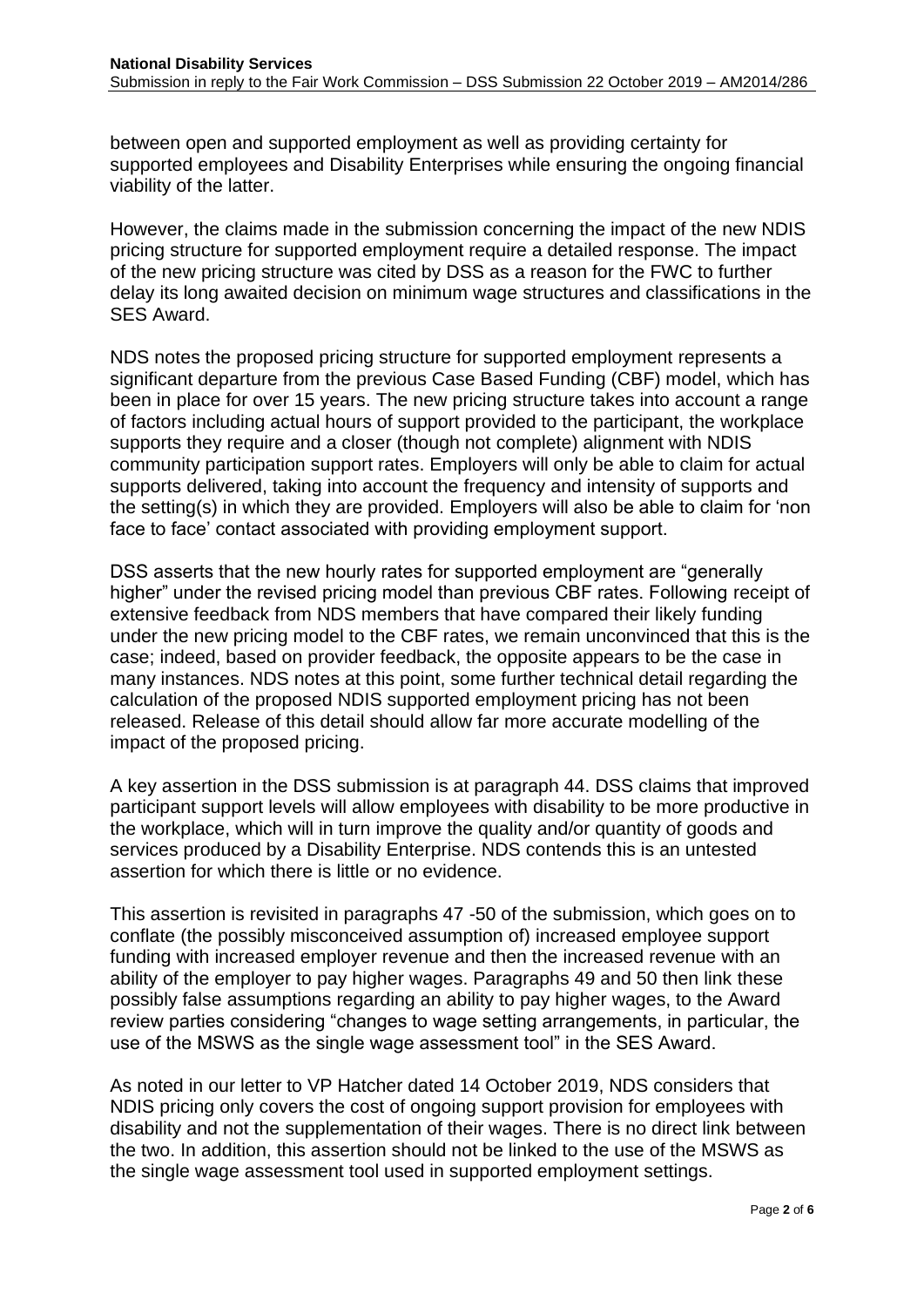between open and supported employment as well as providing certainty for supported employees and Disability Enterprises while ensuring the ongoing financial viability of the latter.

However, the claims made in the submission concerning the impact of the new NDIS pricing structure for supported employment require a detailed response. The impact of the new pricing structure was cited by DSS as a reason for the FWC to further delay its long awaited decision on minimum wage structures and classifications in the SES Award.

NDS notes the proposed pricing structure for supported employment represents a significant departure from the previous Case Based Funding (CBF) model, which has been in place for over 15 years. The new pricing structure takes into account a range of factors including actual hours of support provided to the participant, the workplace supports they require and a closer (though not complete) alignment with NDIS community participation support rates. Employers will only be able to claim for actual supports delivered, taking into account the frequency and intensity of supports and the setting(s) in which they are provided. Employers will also be able to claim for 'non face to face' contact associated with providing employment support.

DSS asserts that the new hourly rates for supported employment are "generally higher" under the revised pricing model than previous CBF rates. Following receipt of extensive feedback from NDS members that have compared their likely funding under the new pricing model to the CBF rates, we remain unconvinced that this is the case; indeed, based on provider feedback, the opposite appears to be the case in many instances. NDS notes at this point, some further technical detail regarding the calculation of the proposed NDIS supported employment pricing has not been released. Release of this detail should allow far more accurate modelling of the impact of the proposed pricing.

A key assertion in the DSS submission is at paragraph 44. DSS claims that improved participant support levels will allow employees with disability to be more productive in the workplace, which will in turn improve the quality and/or quantity of goods and services produced by a Disability Enterprise. NDS contends this is an untested assertion for which there is little or no evidence.

This assertion is revisited in paragraphs 47 -50 of the submission, which goes on to conflate (the possibly misconceived assumption of) increased employee support funding with increased employer revenue and then the increased revenue with an ability of the employer to pay higher wages. Paragraphs 49 and 50 then link these possibly false assumptions regarding an ability to pay higher wages, to the Award review parties considering "changes to wage setting arrangements, in particular, the use of the MSWS as the single wage assessment tool" in the SES Award.

As noted in our letter to VP Hatcher dated 14 October 2019, NDS considers that NDIS pricing only covers the cost of ongoing support provision for employees with disability and not the supplementation of their wages. There is no direct link between the two. In addition, this assertion should not be linked to the use of the MSWS as the single wage assessment tool used in supported employment settings.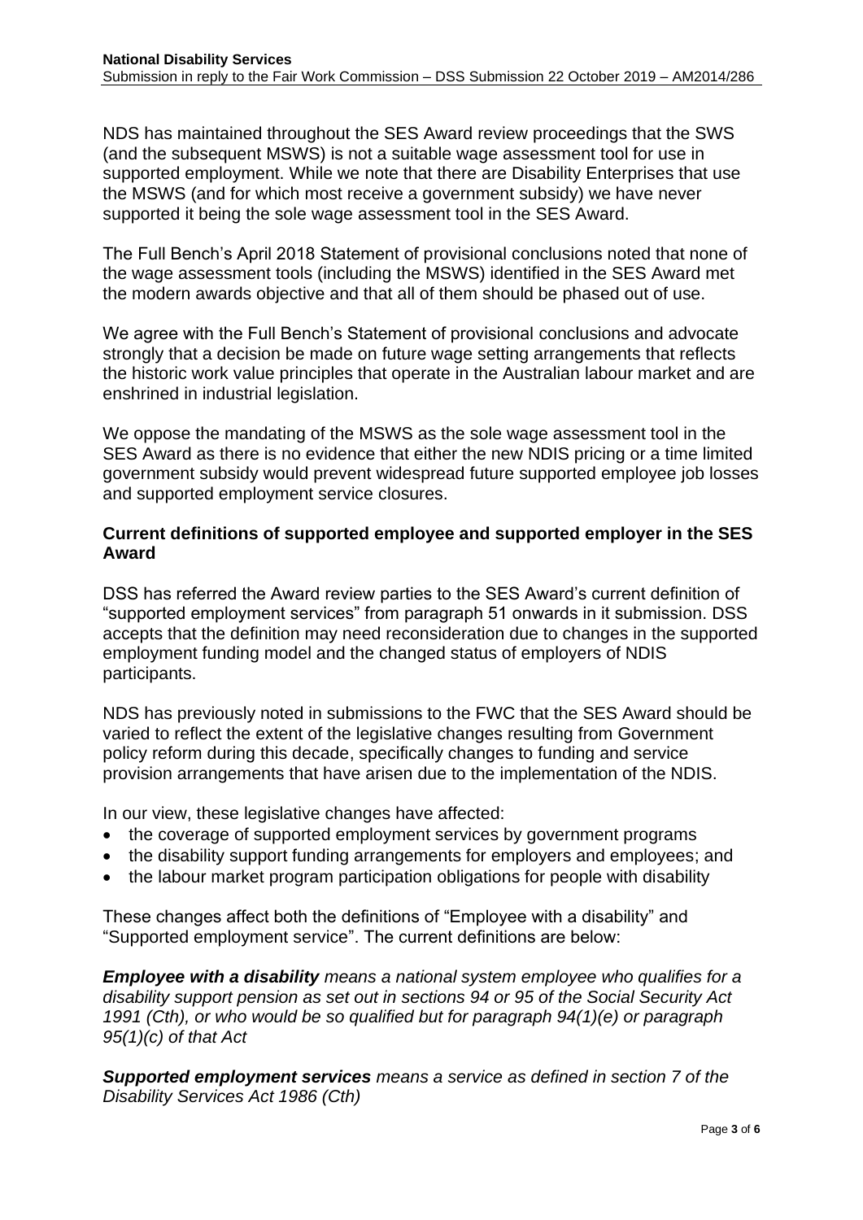NDS has maintained throughout the SES Award review proceedings that the SWS (and the subsequent MSWS) is not a suitable wage assessment tool for use in supported employment. While we note that there are Disability Enterprises that use the MSWS (and for which most receive a government subsidy) we have never supported it being the sole wage assessment tool in the SES Award.

The Full Bench's April 2018 Statement of provisional conclusions noted that none of the wage assessment tools (including the MSWS) identified in the SES Award met the modern awards objective and that all of them should be phased out of use.

We agree with the Full Bench's Statement of provisional conclusions and advocate strongly that a decision be made on future wage setting arrangements that reflects the historic work value principles that operate in the Australian labour market and are enshrined in industrial legislation.

We oppose the mandating of the MSWS as the sole wage assessment tool in the SES Award as there is no evidence that either the new NDIS pricing or a time limited government subsidy would prevent widespread future supported employee job losses and supported employment service closures.

**Current definitions of supported employee and supported employer in the SES Award**

DSS has referred the Award review parties to the SES Award's current definition of "supported employment services" from paragraph 51 onwards in it submission. DSS accepts that the definition may need reconsideration due to changes in the supported employment funding model and the changed status of employers of NDIS participants.

NDS has previously noted in submissions to the FWC that the SES Award should be varied to reflect the extent of the legislative changes resulting from Government policy reform during this decade, specifically changes to funding and service provision arrangements that have arisen due to the implementation of the NDIS.

In our view, these legislative changes have affected:

- the coverage of supported employment services by government programs
- the disability support funding arrangements for employers and employees; and
- the labour market program participation obligations for people with disability

These changes affect both the definitions of "Employee with a disability" and "Supported employment service". The current definitions are below:

***Employee with a disability*** *means a national system employee who qualifies for a disability support pension as set out in sections 94 or 95 of the Social Security Act 1991 (Cth), or who would be so qualified but for paragraph 94(1)(e) or paragraph 95(1)(c) of that Act*

***Supported employment services*** *means a service as defined in section 7 of the Disability Services Act 1986 (Cth)*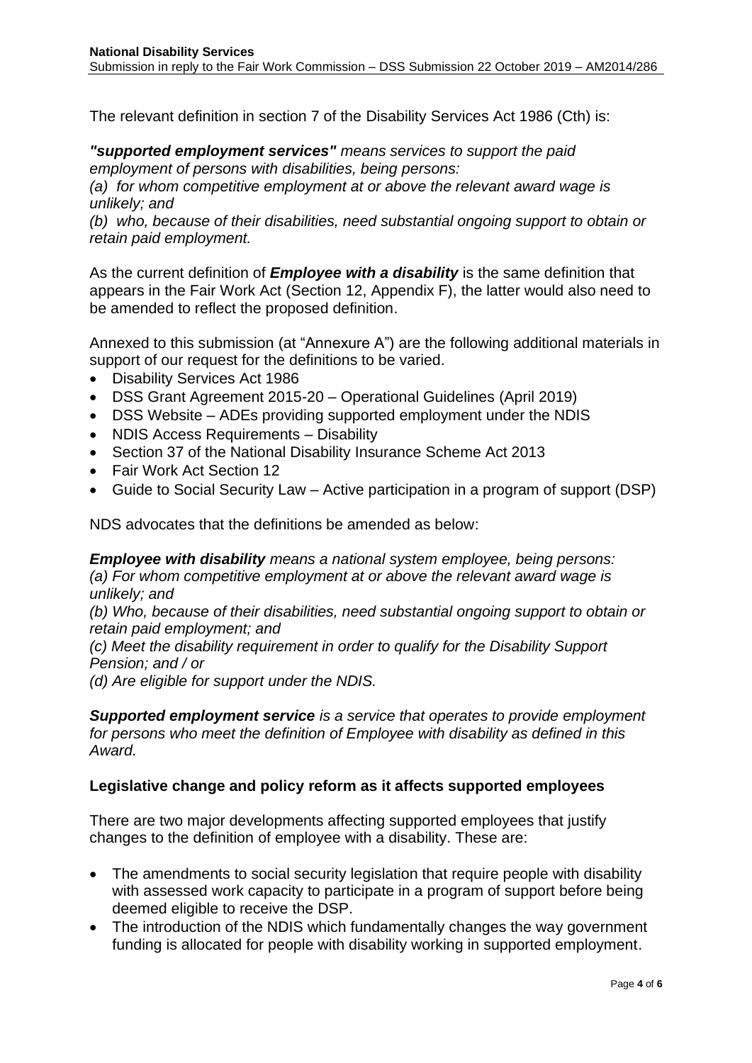The relevant definition in section 7 of the Disability Services Act 1986 (Cth) is:

***"supported employment services"*** *means services to support the paid employment of persons with disabilities, being persons:*
*(a) for whom competitive employment at or above the relevant award wage is unlikely; and*
*(b) who, because of their disabilities, need substantial ongoing support to obtain or retain paid employment.*

As the current definition of ***Employee with a disability*** is the same definition that appears in the Fair Work Act (Section 12, Appendix F), the latter would also need to be amended to reflect the proposed definition.

Annexed to this submission (at "Annexure A") are the following additional materials in support of our request for the definitions to be varied.

- Disability Services Act 1986
- DSS Grant Agreement 2015-20 – Operational Guidelines (April 2019)
- DSS Website – ADEs providing supported employment under the NDIS
- NDIS Access Requirements – Disability
- Section 37 of the National Disability Insurance Scheme Act 2013
- Fair Work Act Section 12
- Guide to Social Security Law – Active participation in a program of support (DSP)

NDS advocates that the definitions be amended as below:

***Employee with disability*** *means a national system employee, being persons:*
*(a) For whom competitive employment at or above the relevant award wage is unlikely; and*
*(b) Who, because of their disabilities, need substantial ongoing support to obtain or retain paid employment; and*
*(c) Meet the disability requirement in order to qualify for the Disability Support Pension; and / or*
*(d) Are eligible for support under the NDIS.*

***Supported employment service*** *is a service that operates to provide employment for persons who meet the definition of Employee with disability as defined in this Award.*

**Legislative change and policy reform as it affects supported employees**

There are two major developments affecting supported employees that justify changes to the definition of employee with a disability. These are:

- The amendments to social security legislation that require people with disability with assessed work capacity to participate in a program of support before being deemed eligible to receive the DSP.
- The introduction of the NDIS which fundamentally changes the way government funding is allocated for people with disability working in supported employment.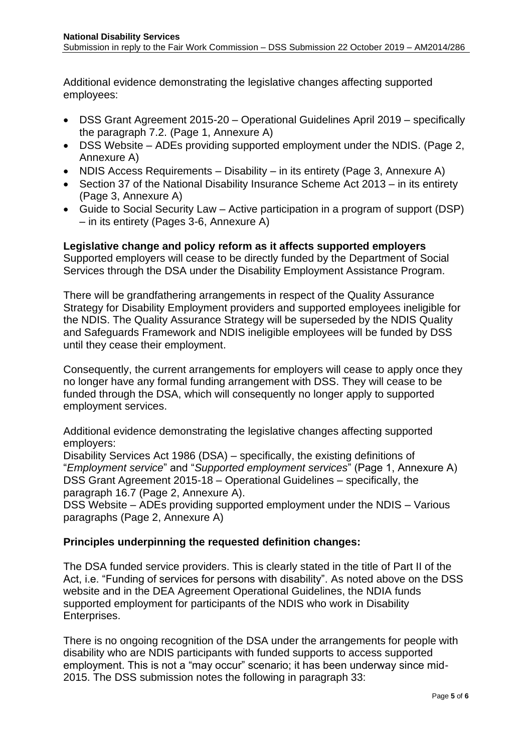Additional evidence demonstrating the legislative changes affecting supported employees:

- DSS Grant Agreement 2015-20 – Operational Guidelines April 2019 – specifically the paragraph 7.2. (Page 1, Annexure A)
- DSS Website – ADEs providing supported employment under the NDIS. (Page 2, Annexure A)
- NDIS Access Requirements – Disability – in its entirety (Page 3, Annexure A)
- Section 37 of the National Disability Insurance Scheme Act 2013 – in its entirety (Page 3, Annexure A)
- Guide to Social Security Law – Active participation in a program of support (DSP) – in its entirety (Pages 3-6, Annexure A)

**Legislative change and policy reform as it affects supported employers**
Supported employers will cease to be directly funded by the Department of Social Services through the DSA under the Disability Employment Assistance Program.

There will be grandfathering arrangements in respect of the Quality Assurance Strategy for Disability Employment providers and supported employees ineligible for the NDIS. The Quality Assurance Strategy will be superseded by the NDIS Quality and Safeguards Framework and NDIS ineligible employees will be funded by DSS until they cease their employment.

Consequently, the current arrangements for employers will cease to apply once they no longer have any formal funding arrangement with DSS. They will cease to be funded through the DSA, which will consequently no longer apply to supported employment services.

Additional evidence demonstrating the legislative changes affecting supported employers:
Disability Services Act 1986 (DSA) – specifically, the existing definitions of "*Employment service*" and "*Supported employment services*" (Page 1, Annexure A)
DSS Grant Agreement 2015-18 – Operational Guidelines – specifically, the paragraph 16.7 (Page 2, Annexure A).
DSS Website – ADEs providing supported employment under the NDIS – Various paragraphs (Page 2, Annexure A)

**Principles underpinning the requested definition changes:**

The DSA funded service providers. This is clearly stated in the title of Part II of the Act, i.e. "Funding of services for persons with disability". As noted above on the DSS website and in the DEA Agreement Operational Guidelines, the NDIA funds supported employment for participants of the NDIS who work in Disability Enterprises.

There is no ongoing recognition of the DSA under the arrangements for people with disability who are NDIS participants with funded supports to access supported employment. This is not a "may occur" scenario; it has been underway since mid-2015. The DSS submission notes the following in paragraph 33: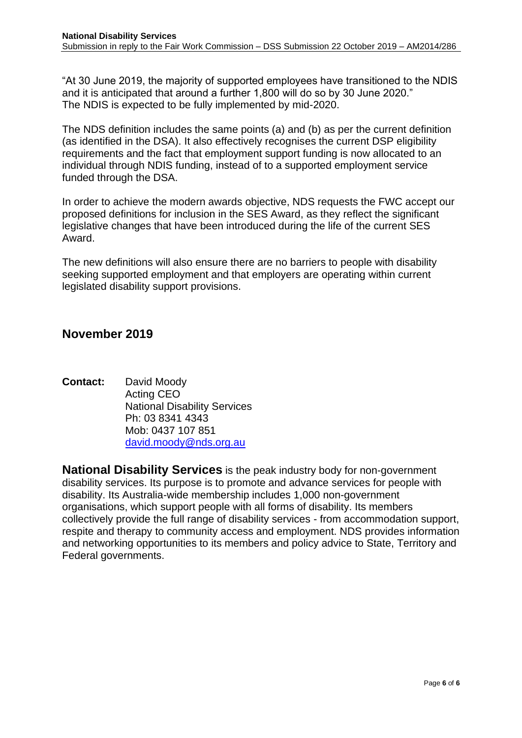"At 30 June 2019, the majority of supported employees have transitioned to the NDIS and it is anticipated that around a further 1,800 will do so by 30 June 2020."
The NDIS is expected to be fully implemented by mid-2020.

The NDS definition includes the same points (a) and (b) as per the current definition (as identified in the DSA). It also effectively recognises the current DSP eligibility requirements and the fact that employment support funding is now allocated to an individual through NDIS funding, instead of to a supported employment service funded through the DSA.

In order to achieve the modern awards objective, NDS requests the FWC accept our proposed definitions for inclusion in the SES Award, as they reflect the significant legislative changes that have been introduced during the life of the current SES Award.

The new definitions will also ensure there are no barriers to people with disability seeking supported employment and that employers are operating within current legislated disability support provisions.

## November 2019

**Contact:** David Moody
Acting CEO
National Disability Services
Ph: 03 8341 4343
Mob: 0437 107 851
david.moody@nds.org.au

**National Disability Services** is the peak industry body for non-government disability services. Its purpose is to promote and advance services for people with disability. Its Australia-wide membership includes 1,000 non-government organisations, which support people with all forms of disability. Its members collectively provide the full range of disability services - from accommodation support, respite and therapy to community access and employment. NDS provides information and networking opportunities to its members and policy advice to State, Territory and Federal governments.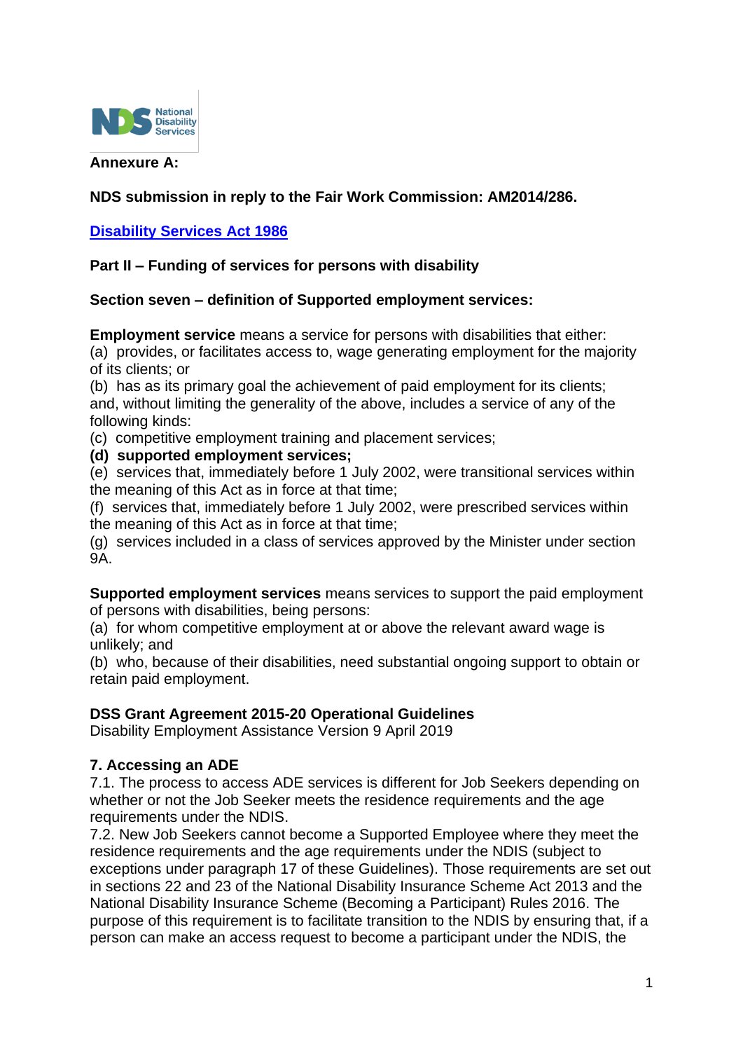**Annexure A:**

**NDS submission in reply to the Fair Work Commission: AM2014/286.**

**[Disability Services Act 1986]**

**Part II – Funding of services for persons with disability**

**Section seven – definition of Supported employment services:**

**Employment service** means a service for persons with disabilities that either:
(a) provides, or facilitates access to, wage generating employment for the majority of its clients; or
(b) has as its primary goal the achievement of paid employment for its clients;
and, without limiting the generality of the above, includes a service of any of the following kinds:
(c) competitive employment training and placement services;
**(d) supported employment services;**
(e) services that, immediately before 1 July 2002, were transitional services within the meaning of this Act as in force at that time;
(f) services that, immediately before 1 July 2002, were prescribed services within the meaning of this Act as in force at that time;
(g) services included in a class of services approved by the Minister under section 9A.

**Supported employment services** means services to support the paid employment of persons with disabilities, being persons:
(a) for whom competitive employment at or above the relevant award wage is unlikely; and
(b) who, because of their disabilities, need substantial ongoing support to obtain or retain paid employment.

**DSS Grant Agreement 2015-20 Operational Guidelines**
Disability Employment Assistance Version 9 April 2019

**7. Accessing an ADE**
7.1. The process to access ADE services is different for Job Seekers depending on whether or not the Job Seeker meets the residence requirements and the age requirements under the NDIS.
7.2. New Job Seekers cannot become a Supported Employee where they meet the residence requirements and the age requirements under the NDIS (subject to exceptions under paragraph 17 of these Guidelines). Those requirements are set out in sections 22 and 23 of the National Disability Insurance Scheme Act 2013 and the National Disability Insurance Scheme (Becoming a Participant) Rules 2016. The purpose of this requirement is to facilitate transition to the NDIS by ensuring that, if a person can make an access request to become a participant under the NDIS, the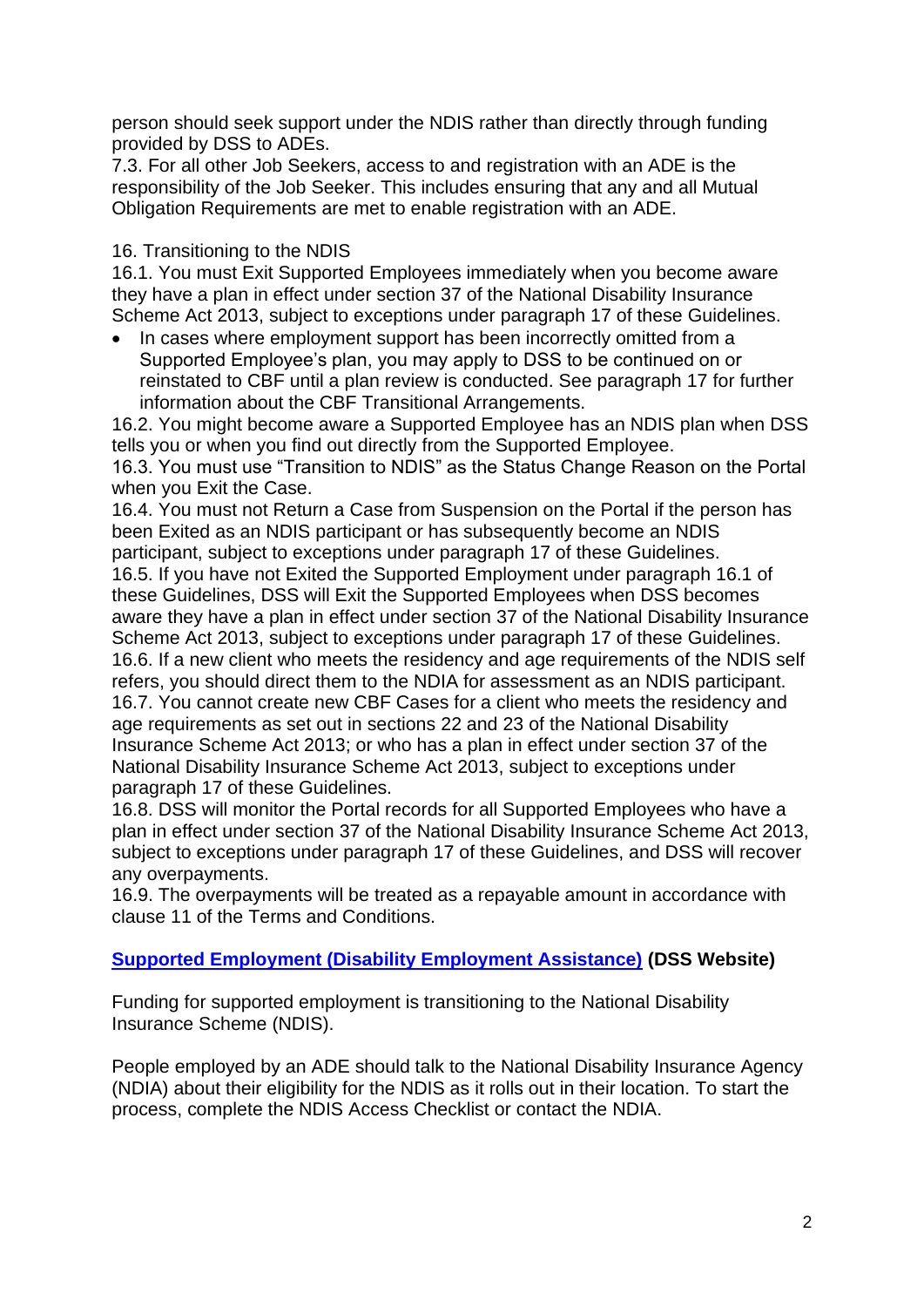person should seek support under the NDIS rather than directly through funding provided by DSS to ADEs.

7.3. For all other Job Seekers, access to and registration with an ADE is the responsibility of the Job Seeker. This includes ensuring that any and all Mutual Obligation Requirements are met to enable registration with an ADE.

16. Transitioning to the NDIS

16.1. You must Exit Supported Employees immediately when you become aware they have a plan in effect under section 37 of the National Disability Insurance Scheme Act 2013, subject to exceptions under paragraph 17 of these Guidelines.

- In cases where employment support has been incorrectly omitted from a Supported Employee's plan, you may apply to DSS to be continued on or reinstated to CBF until a plan review is conducted. See paragraph 17 for further information about the CBF Transitional Arrangements.

16.2. You might become aware a Supported Employee has an NDIS plan when DSS tells you or when you find out directly from the Supported Employee.

16.3. You must use "Transition to NDIS" as the Status Change Reason on the Portal when you Exit the Case.

16.4. You must not Return a Case from Suspension on the Portal if the person has been Exited as an NDIS participant or has subsequently become an NDIS participant, subject to exceptions under paragraph 17 of these Guidelines.

16.5. If you have not Exited the Supported Employment under paragraph 16.1 of these Guidelines, DSS will Exit the Supported Employees when DSS becomes aware they have a plan in effect under section 37 of the National Disability Insurance Scheme Act 2013, subject to exceptions under paragraph 17 of these Guidelines.

16.6. If a new client who meets the residency and age requirements of the NDIS self refers, you should direct them to the NDIA for assessment as an NDIS participant.

16.7. You cannot create new CBF Cases for a client who meets the residency and age requirements as set out in sections 22 and 23 of the National Disability Insurance Scheme Act 2013; or who has a plan in effect under section 37 of the National Disability Insurance Scheme Act 2013, subject to exceptions under paragraph 17 of these Guidelines.

16.8. DSS will monitor the Portal records for all Supported Employees who have a plan in effect under section 37 of the National Disability Insurance Scheme Act 2013, subject to exceptions under paragraph 17 of these Guidelines, and DSS will recover any overpayments.

16.9. The overpayments will be treated as a repayable amount in accordance with clause 11 of the Terms and Conditions.

**Supported Employment (Disability Employment Assistance) (DSS Website)**

Funding for supported employment is transitioning to the National Disability Insurance Scheme (NDIS).

People employed by an ADE should talk to the National Disability Insurance Agency (NDIA) about their eligibility for the NDIS as it rolls out in their location. To start the process, complete the NDIS Access Checklist or contact the NDIA.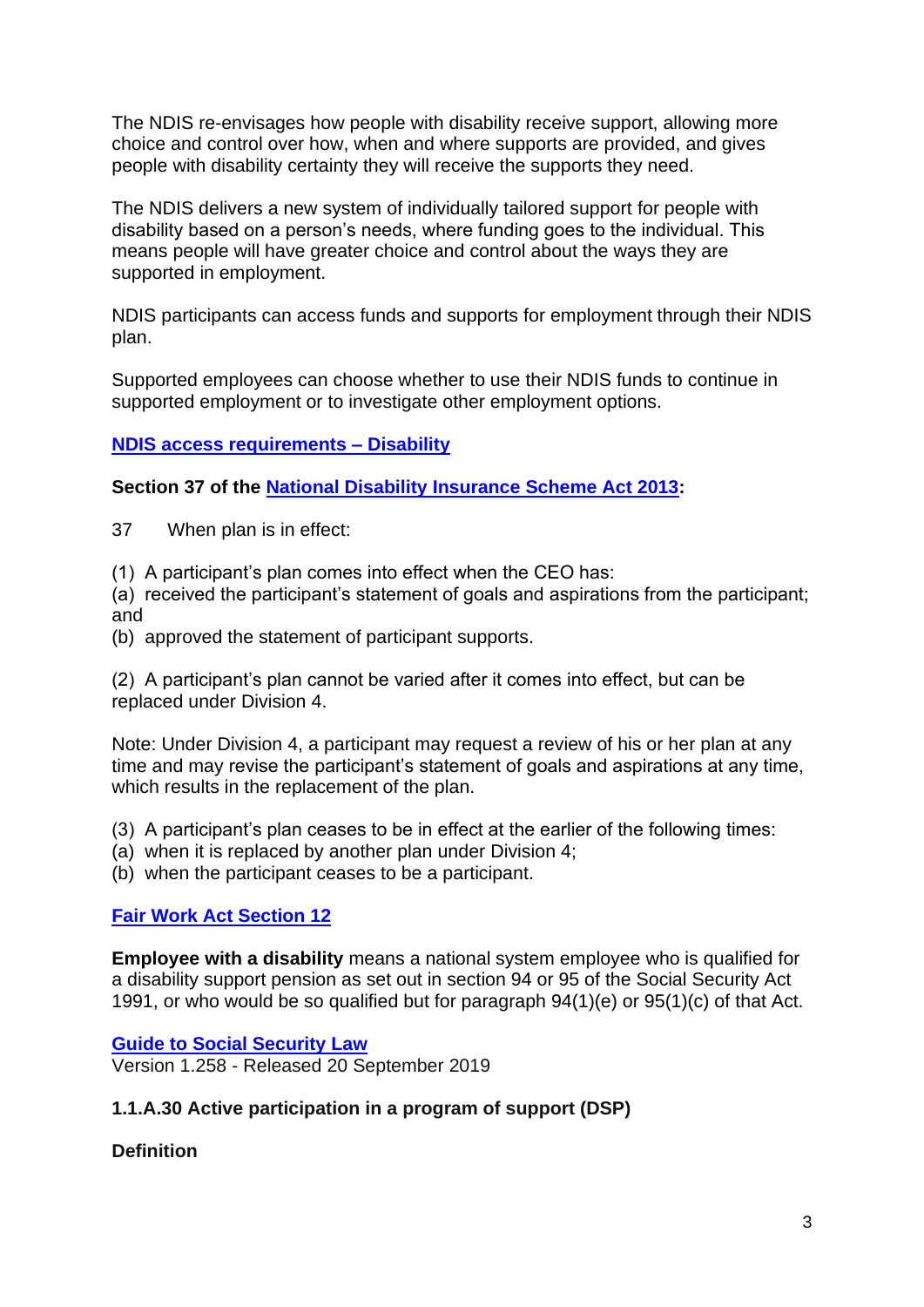The NDIS re-envisages how people with disability receive support, allowing more choice and control over how, when and where supports are provided, and gives people with disability certainty they will receive the supports they need.

The NDIS delivers a new system of individually tailored support for people with disability based on a person's needs, where funding goes to the individual. This means people will have greater choice and control about the ways they are supported in employment.

NDIS participants can access funds and supports for employment through their NDIS plan.

Supported employees can choose whether to use their NDIS funds to continue in supported employment or to investigate other employment options.

**NDIS access requirements – Disability**

**Section 37 of the National Disability Insurance Scheme Act 2013:**

37 When plan is in effect:

(1) A participant's plan comes into effect when the CEO has:
(a) received the participant's statement of goals and aspirations from the participant; and
(b) approved the statement of participant supports.

(2) A participant's plan cannot be varied after it comes into effect, but can be replaced under Division 4.

Note: Under Division 4, a participant may request a review of his or her plan at any time and may revise the participant's statement of goals and aspirations at any time, which results in the replacement of the plan.

(3) A participant's plan ceases to be in effect at the earlier of the following times:
(a) when it is replaced by another plan under Division 4;
(b) when the participant ceases to be a participant.

**Fair Work Act Section 12**

**Employee with a disability** means a national system employee who is qualified for a disability support pension as set out in section 94 or 95 of the Social Security Act 1991, or who would be so qualified but for paragraph 94(1)(e) or 95(1)(c) of that Act.

**Guide to Social Security Law**
Version 1.258 - Released 20 September 2019

**1.1.A.30 Active participation in a program of support (DSP)**

**Definition**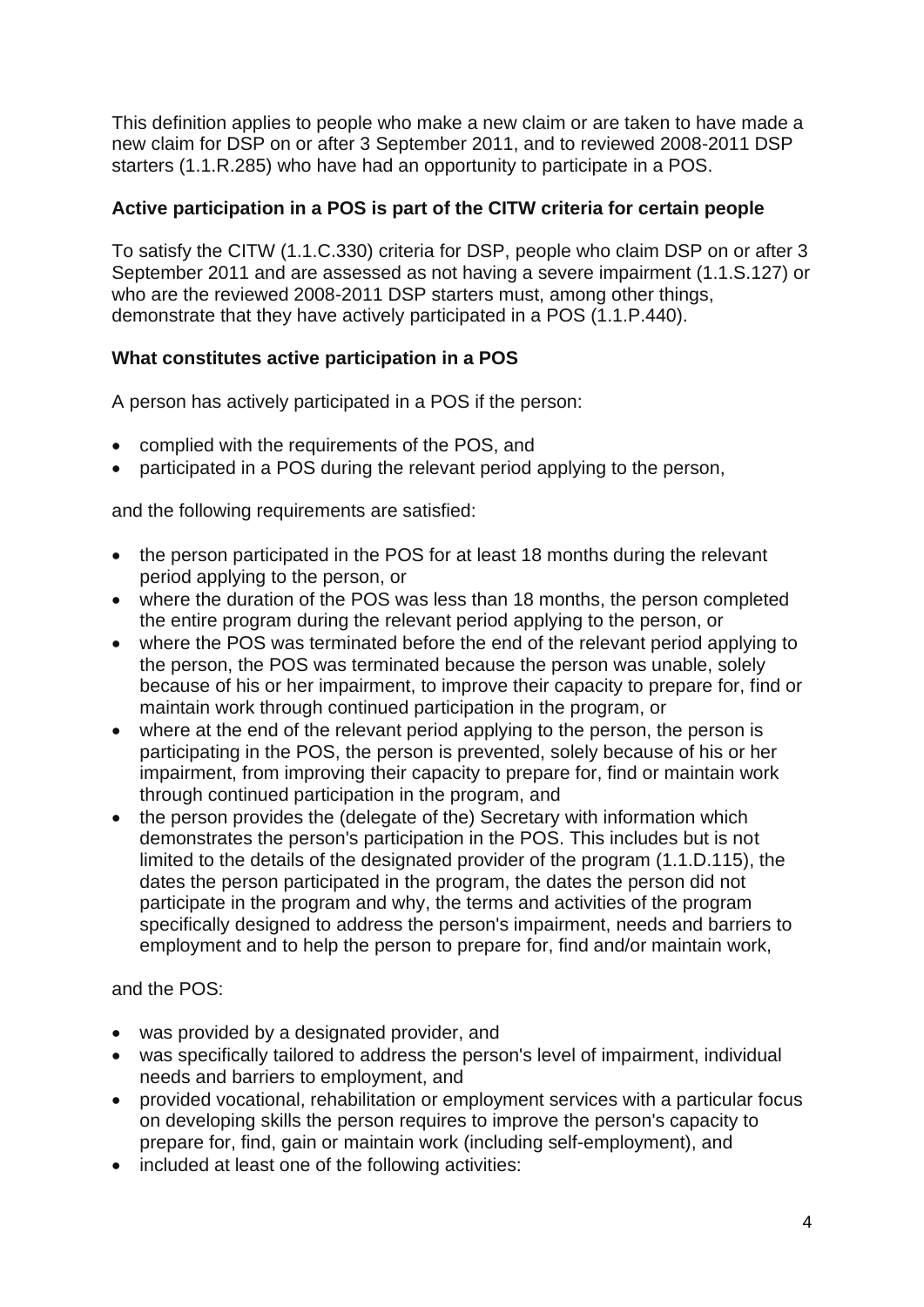This definition applies to people who make a new claim or are taken to have made a new claim for DSP on or after 3 September 2011, and to reviewed 2008-2011 DSP starters (1.1.R.285) who have had an opportunity to participate in a POS.

**Active participation in a POS is part of the CITW criteria for certain people**

To satisfy the CITW (1.1.C.330) criteria for DSP, people who claim DSP on or after 3 September 2011 and are assessed as not having a severe impairment (1.1.S.127) or who are the reviewed 2008-2011 DSP starters must, among other things, demonstrate that they have actively participated in a POS (1.1.P.440).

**What constitutes active participation in a POS**

A person has actively participated in a POS if the person:

- complied with the requirements of the POS, and
- participated in a POS during the relevant period applying to the person,

and the following requirements are satisfied:

- the person participated in the POS for at least 18 months during the relevant period applying to the person, or
- where the duration of the POS was less than 18 months, the person completed the entire program during the relevant period applying to the person, or
- where the POS was terminated before the end of the relevant period applying to the person, the POS was terminated because the person was unable, solely because of his or her impairment, to improve their capacity to prepare for, find or maintain work through continued participation in the program, or
- where at the end of the relevant period applying to the person, the person is participating in the POS, the person is prevented, solely because of his or her impairment, from improving their capacity to prepare for, find or maintain work through continued participation in the program, and
- the person provides the (delegate of the) Secretary with information which demonstrates the person's participation in the POS. This includes but is not limited to the details of the designated provider of the program (1.1.D.115), the dates the person participated in the program, the dates the person did not participate in the program and why, the terms and activities of the program specifically designed to address the person's impairment, needs and barriers to employment and to help the person to prepare for, find and/or maintain work,

and the POS:

- was provided by a designated provider, and
- was specifically tailored to address the person's level of impairment, individual needs and barriers to employment, and
- provided vocational, rehabilitation or employment services with a particular focus on developing skills the person requires to improve the person's capacity to prepare for, find, gain or maintain work (including self-employment), and
- included at least one of the following activities: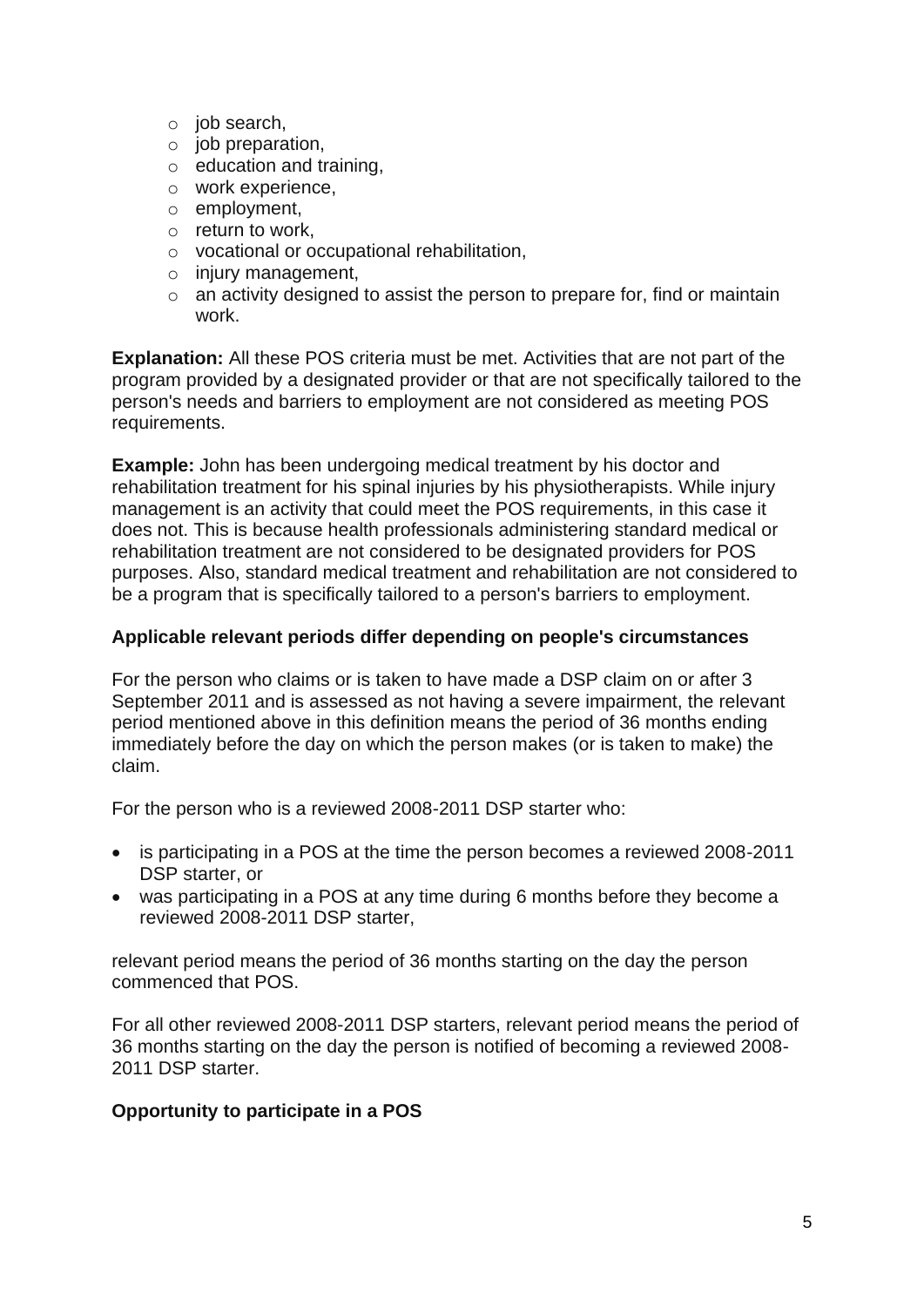- job search,
- job preparation,
- education and training,
- work experience,
- employment,
- return to work,
- vocational or occupational rehabilitation,
- injury management,
- an activity designed to assist the person to prepare for, find or maintain work.

**Explanation:** All these POS criteria must be met. Activities that are not part of the program provided by a designated provider or that are not specifically tailored to the person's needs and barriers to employment are not considered as meeting POS requirements.

**Example:** John has been undergoing medical treatment by his doctor and rehabilitation treatment for his spinal injuries by his physiotherapists. While injury management is an activity that could meet the POS requirements, in this case it does not. This is because health professionals administering standard medical or rehabilitation treatment are not considered to be designated providers for POS purposes. Also, standard medical treatment and rehabilitation are not considered to be a program that is specifically tailored to a person's barriers to employment.

**Applicable relevant periods differ depending on people's circumstances**

For the person who claims or is taken to have made a DSP claim on or after 3 September 2011 and is assessed as not having a severe impairment, the relevant period mentioned above in this definition means the period of 36 months ending immediately before the day on which the person makes (or is taken to make) the claim.

For the person who is a reviewed 2008-2011 DSP starter who:

- is participating in a POS at the time the person becomes a reviewed 2008-2011 DSP starter, or
- was participating in a POS at any time during 6 months before they become a reviewed 2008-2011 DSP starter,

relevant period means the period of 36 months starting on the day the person commenced that POS.

For all other reviewed 2008-2011 DSP starters, relevant period means the period of 36 months starting on the day the person is notified of becoming a reviewed 2008-2011 DSP starter.

**Opportunity to participate in a POS**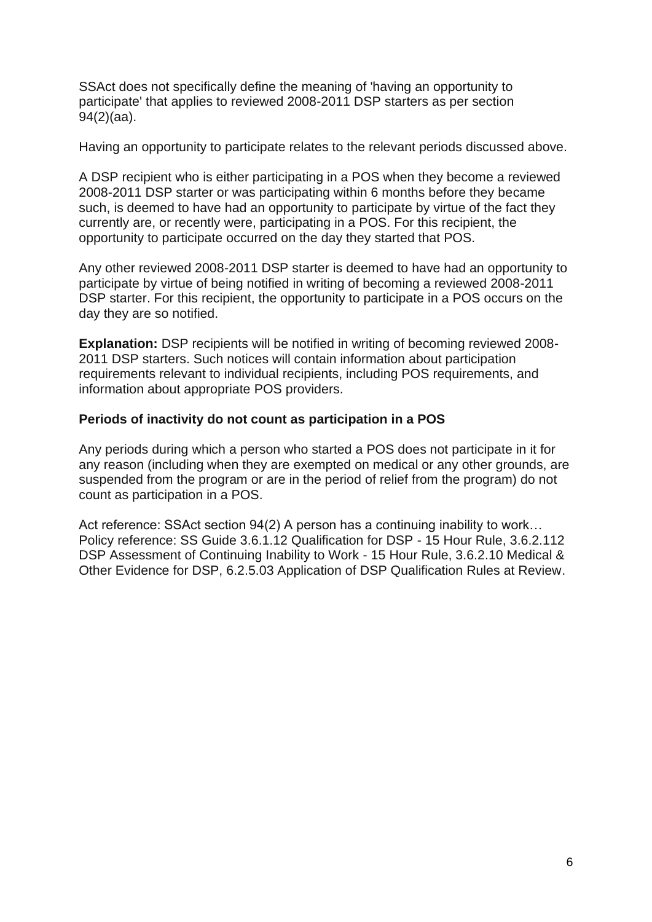SSAct does not specifically define the meaning of 'having an opportunity to participate' that applies to reviewed 2008-2011 DSP starters as per section 94(2)(aa).

Having an opportunity to participate relates to the relevant periods discussed above.

A DSP recipient who is either participating in a POS when they become a reviewed 2008-2011 DSP starter or was participating within 6 months before they became such, is deemed to have had an opportunity to participate by virtue of the fact they currently are, or recently were, participating in a POS. For this recipient, the opportunity to participate occurred on the day they started that POS.

Any other reviewed 2008-2011 DSP starter is deemed to have had an opportunity to participate by virtue of being notified in writing of becoming a reviewed 2008-2011 DSP starter. For this recipient, the opportunity to participate in a POS occurs on the day they are so notified.

**Explanation:** DSP recipients will be notified in writing of becoming reviewed 2008-2011 DSP starters. Such notices will contain information about participation requirements relevant to individual recipients, including POS requirements, and information about appropriate POS providers.

**Periods of inactivity do not count as participation in a POS**

Any periods during which a person who started a POS does not participate in it for any reason (including when they are exempted on medical or any other grounds, are suspended from the program or are in the period of relief from the program) do not count as participation in a POS.

Act reference: SSAct section 94(2) A person has a continuing inability to work…
Policy reference: SS Guide 3.6.1.12 Qualification for DSP - 15 Hour Rule, 3.6.2.112 DSP Assessment of Continuing Inability to Work - 15 Hour Rule, 3.6.2.10 Medical & Other Evidence for DSP, 6.2.5.03 Application of DSP Qualification Rules at Review.